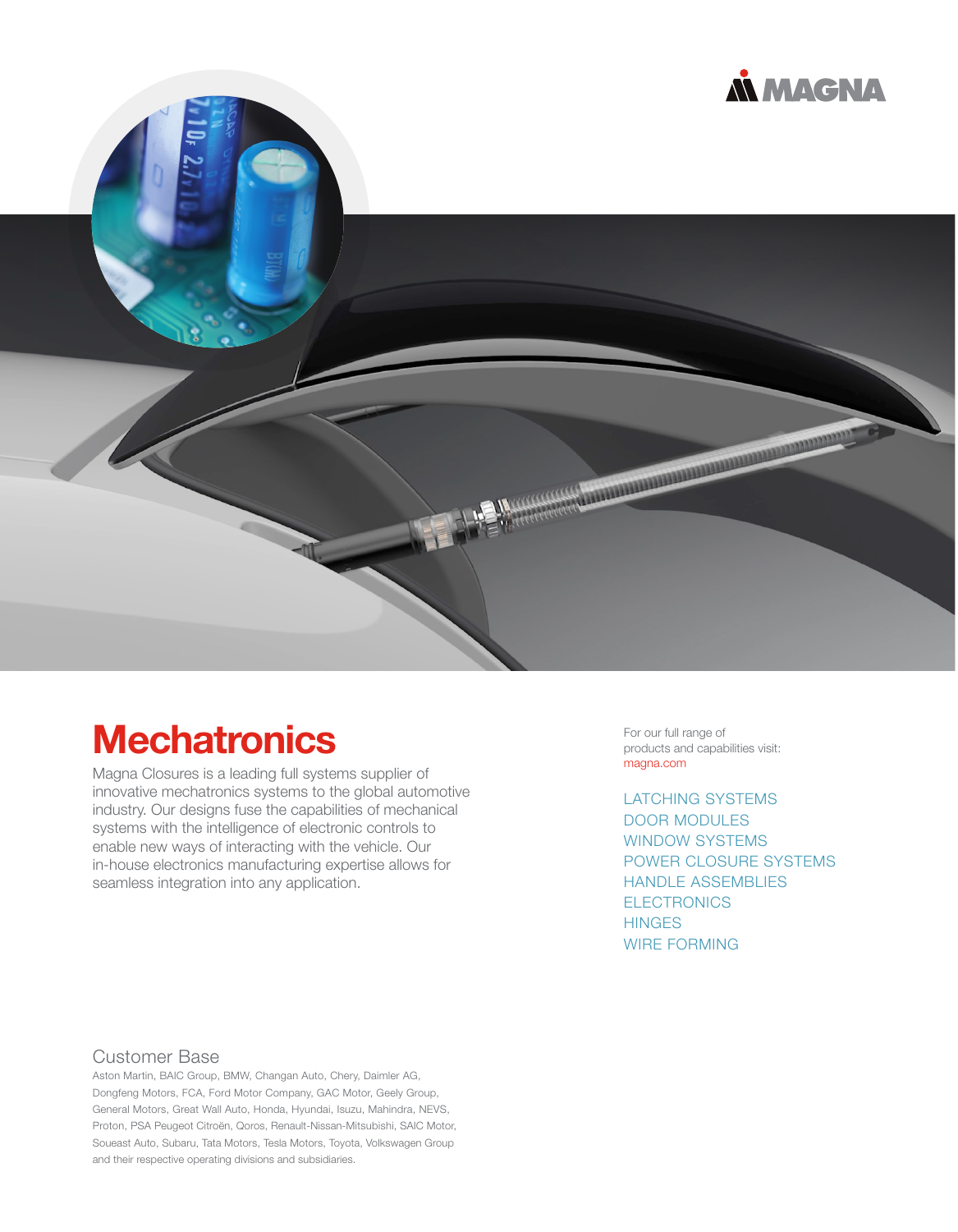# Mechatronics

Magna Closures is a leading full systems supplier of innovative mechatronics systems to the global automotive industry. Our designs fuse the capabilities of mechanical systems with the intelligence of electronic controls to enable new ways of interacting with the vehicle. Our in-house electronics manufacturing expertise allows for seamless integration into any application.

For our full range of products and capabilities visit: magna.com

LATCHING SYSTEMS
DOOR MODULES
WINDOW SYSTEMS
POWER CLOSURE SYSTEMS
HANDLE ASSEMBLIES
ELECTRONICS
HINGES
WIRE FORMING

## Customer Base

Aston Martin, BAIC Group, BMW, Changan Auto, Chery, Daimler AG, Dongfeng Motors, FCA, Ford Motor Company, GAC Motor, Geely Group, General Motors, Great Wall Auto, Honda, Hyundai, Isuzu, Mahindra, NEVS, Proton, PSA Peugeot Citroën, Qoros, Renault-Nissan-Mitsubishi, SAIC Motor, Soueast Auto, Subaru, Tata Motors, Tesla Motors, Toyota, Volkswagen Group and their respective operating divisions and subsidiaries.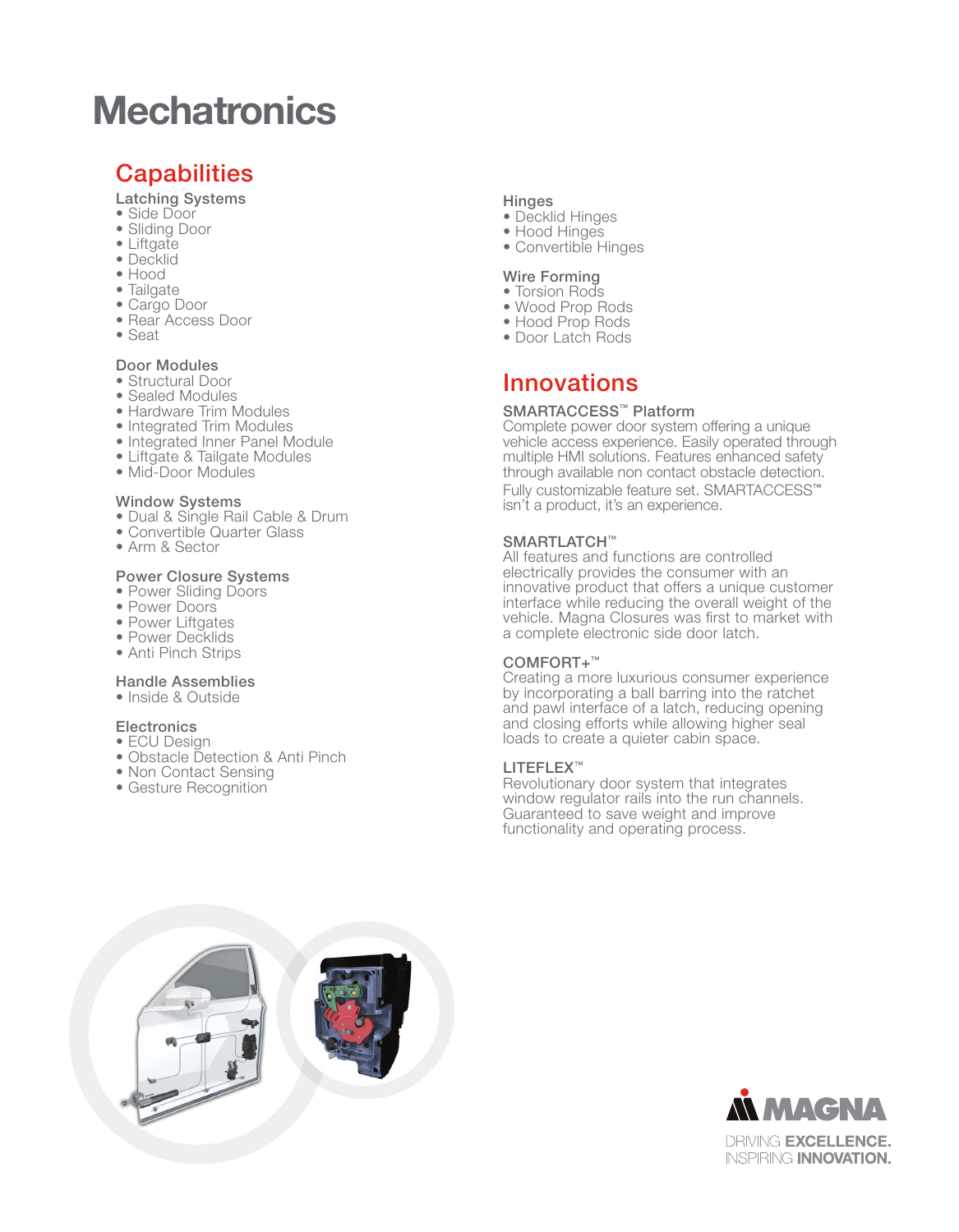# Mechatronics

## Capabilities

### Latching Systems

- Side Door
- Sliding Door
- Liftgate
- Decklid
- Hood
- Tailgate
- Cargo Door
- Rear Access Door
- Seat

### Door Modules

- Structural Door
- Sealed Modules
- Hardware Trim Modules
- Integrated Trim Modules
- Integrated Inner Panel Module
- Liftgate & Tailgate Modules
- Mid-Door Modules

### Window Systems

- Dual & Single Rail Cable & Drum
- Convertible Quarter Glass
- Arm & Sector

### Power Closure Systems

- Power Sliding Doors
- Power Doors
- Power Liftgates
- Power Decklids
- Anti Pinch Strips

### Handle Assemblies

- Inside & Outside

### Electronics

- ECU Design
- Obstacle Detection & Anti Pinch
- Non Contact Sensing
- Gesture Recognition

### Hinges

- Decklid Hinges
- Hood Hinges
- Convertible Hinges

### Wire Forming

- Torsion Rods
- Wood Prop Rods
- Hood Prop Rods
- Door Latch Rods

## Innovations

### SMARTACCESS™ Platform

Complete power door system offering a unique vehicle access experience. Easily operated through multiple HMI solutions. Features enhanced safety through available non contact obstacle detection. Fully customizable feature set. SMARTACCESS™ isn't a product, it's an experience.

### SMARTLATCH™

All features and functions are controlled electrically provides the consumer with an innovative product that offers a unique customer interface while reducing the overall weight of the vehicle. Magna Closures was first to market with a complete electronic side door latch.

### COMFORT+™

Creating a more luxurious consumer experience by incorporating a ball barring into the ratchet and pawl interface of a latch, reducing opening and closing efforts while allowing higher seal loads to create a quieter cabin space.

### LITEFLEX™

Revolutionary door system that integrates window regulator rails into the run channels. Guaranteed to save weight and improve functionality and operating process.

MAGNA

DRIVING **EXCELLENCE.**
INSPIRING **INNOVATION.**